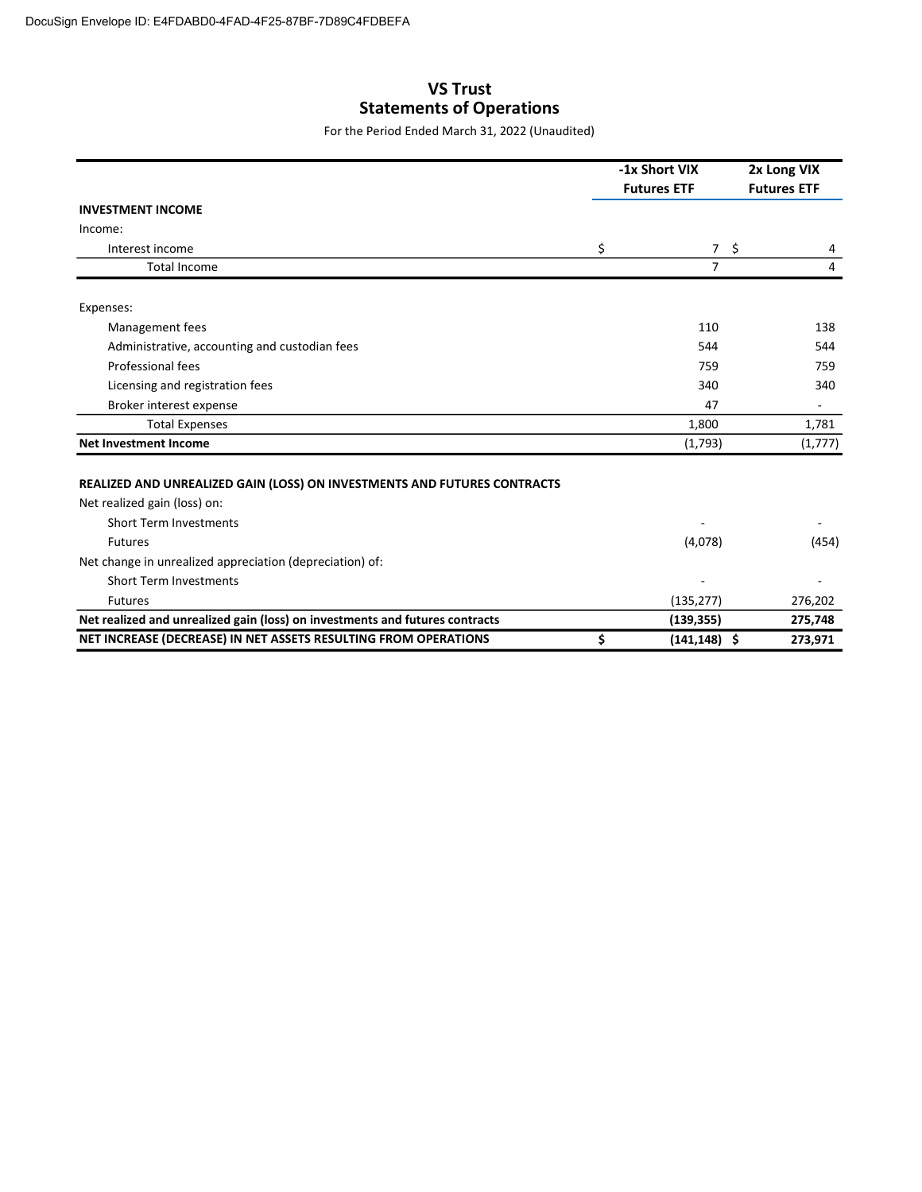# VS Trust
## Statements of Operations

For the Period Ended March 31, 2022 (Unaudited)

| | -1x Short VIX Futures ETF | 2x Long VIX Futures ETF |
|---|---|---|
| **INVESTMENT INCOME** | | |
| Income: | | |
| Interest income | $ 7 | $ 4 |
| Total Income | 7 | 4 |
| | | |
| Expenses: | | |
| Management fees | 110 | 138 |
| Administrative, accounting and custodian fees | 544 | 544 |
| Professional fees | 759 | 759 |
| Licensing and registration fees | 340 | 340 |
| Broker interest expense | 47 | - |
| Total Expenses | 1,800 | 1,781 |
| **Net Investment Income** | (1,793) | (1,777) |
| | | |
| **REALIZED AND UNREALIZED GAIN (LOSS) ON INVESTMENTS AND FUTURES CONTRACTS** | | |
| Net realized gain (loss) on: | | |
| Short Term Investments | - | - |
| Futures | (4,078) | (454) |
| Net change in unrealized appreciation (depreciation) of: | | |
| Short Term Investments | - | - |
| Futures | (135,277) | 276,202 |
| **Net realized and unrealized gain (loss) on investments and futures contracts** | **(139,355)** | **275,748** |
| **NET INCREASE (DECREASE) IN NET ASSETS RESULTING FROM OPERATIONS** | **$ (141,148)** | **$ 273,971** |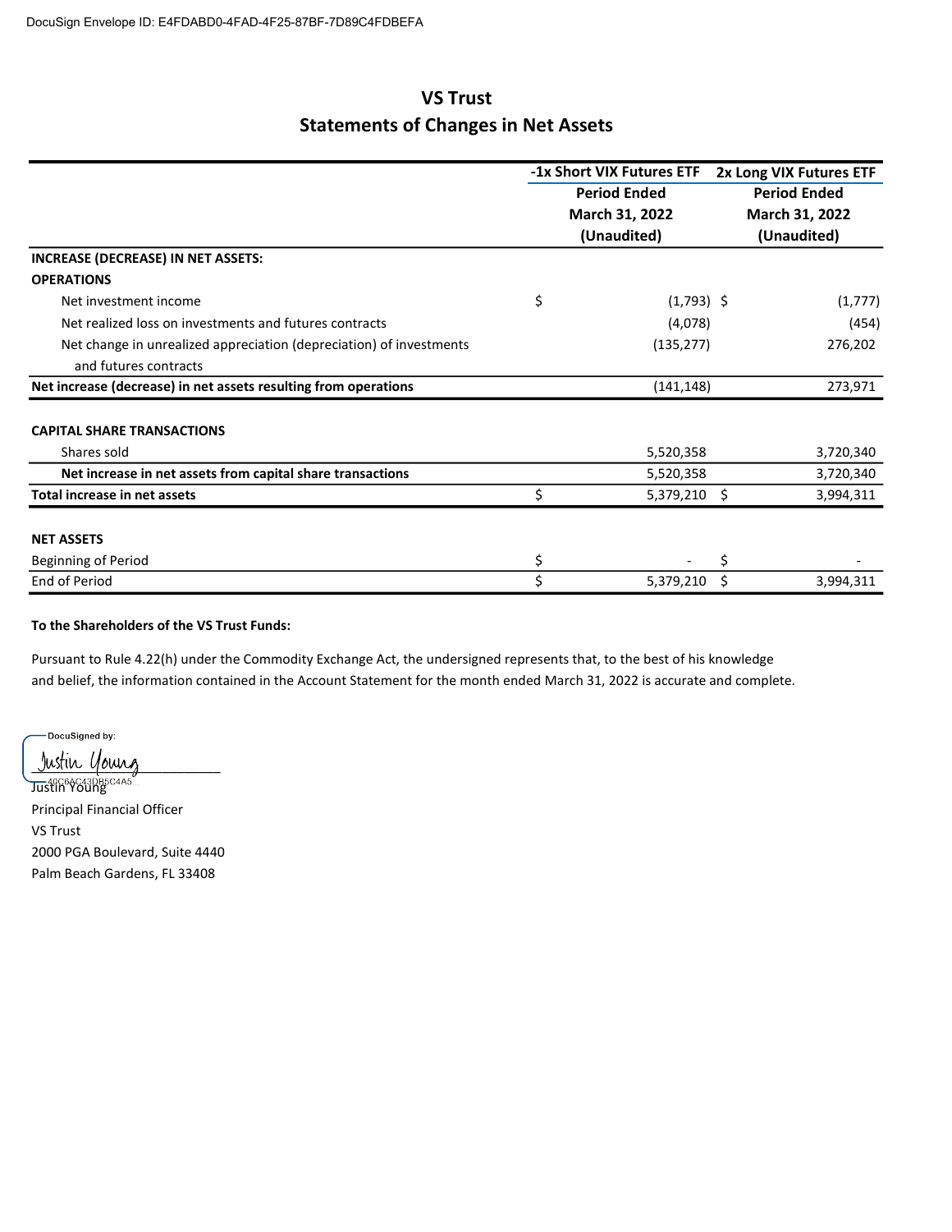# VS Trust

## Statements of Changes in Net Assets

| | -1x Short VIX Futures ETF Period Ended March 31, 2022 (Unaudited) | 2x Long VIX Futures ETF Period Ended March 31, 2022 (Unaudited) |
|---|---|---|
| **INCREASE (DECREASE) IN NET ASSETS:** | | |
| **OPERATIONS** | | |
| Net investment income | $ (1,793) | $ (1,777) |
| Net realized loss on investments and futures contracts | (4,078) | (454) |
| Net change in unrealized appreciation (depreciation) of investments and futures contracts | (135,277) | 276,202 |
| **Net increase (decrease) in net assets resulting from operations** | (141,148) | 273,971 |
| **CAPITAL SHARE TRANSACTIONS** | | |
| Shares sold | 5,520,358 | 3,720,340 |
| **Net increase in net assets from capital share transactions** | 5,520,358 | 3,720,340 |
| **Total increase in net assets** | $ 5,379,210 | $ 3,994,311 |
| **NET ASSETS** | | |
| Beginning of Period | $ - | $ - |
| End of Period | $ 5,379,210 | $ 3,994,311 |

**To the Shareholders of the VS Trust Funds:**

Pursuant to Rule 4.22(h) under the Commodity Exchange Act, the undersigned represents that, to the best of his knowledge and belief, the information contained in the Account Statement for the month ended March 31, 2022 is accurate and complete.

DocuSigned by:

Justin Young

40C6AC43DB5C4A5...

Justin Young
Principal Financial Officer
VS Trust
2000 PGA Boulevard, Suite 4440
Palm Beach Gardens, FL 33408